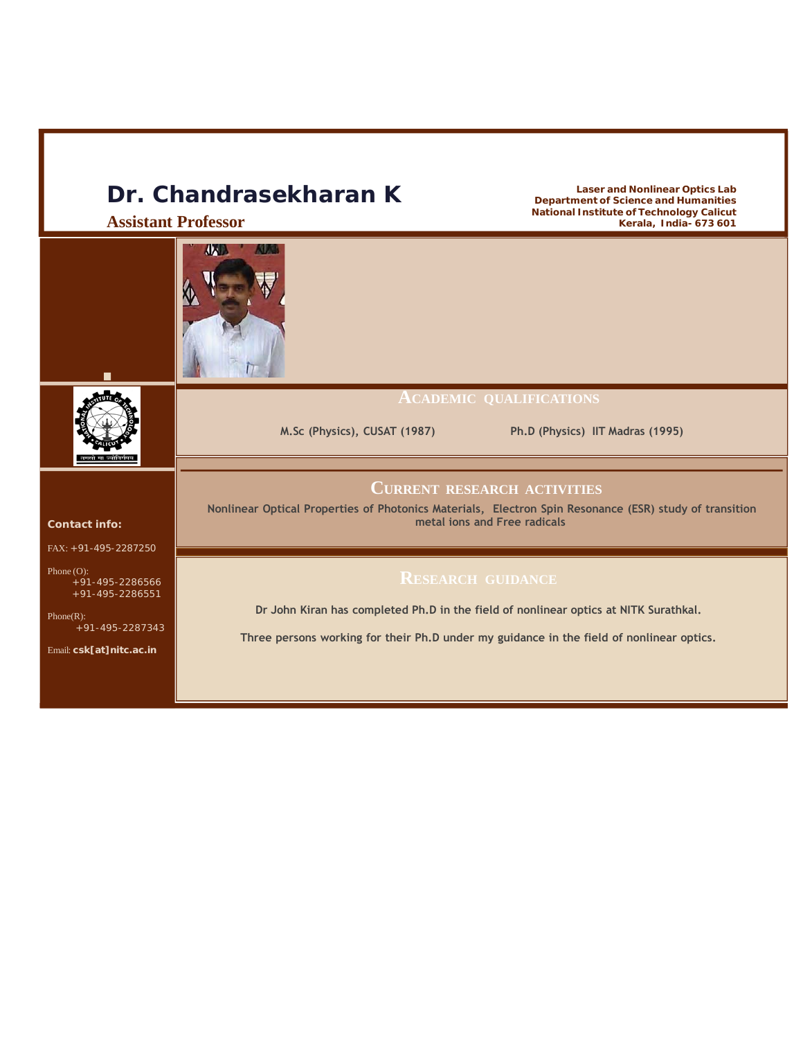# Dr. Chandrasekharan K

**Assistant Professor**

**Laser and Nonlinear Optics Lab**
**Department of Science and Humanities**
**National Institute of Technology Calicut**
**Kerala, India- 673 601**

**Contact info:**

FAX: +91-495-2287250

Phone (O):
+91-495-2286566
+91-495-2286551

Phone(R):
+91-495-2287343

Email: **csk[at]nitc.ac.in**

## Academic qualifications

**M.Sc (Physics), CUSAT (1987)**

**Ph.D (Physics) IIT Madras (1995)**

## Current research activities

**Nonlinear Optical Properties of Photonics Materials, Electron Spin Resonance (ESR) study of transition metal ions and Free radicals**

## Research guidance

**Dr John Kiran has completed Ph.D in the field of nonlinear optics at NITK Surathkal.**

**Three persons working for their Ph.D under my guidance in the field of nonlinear optics.**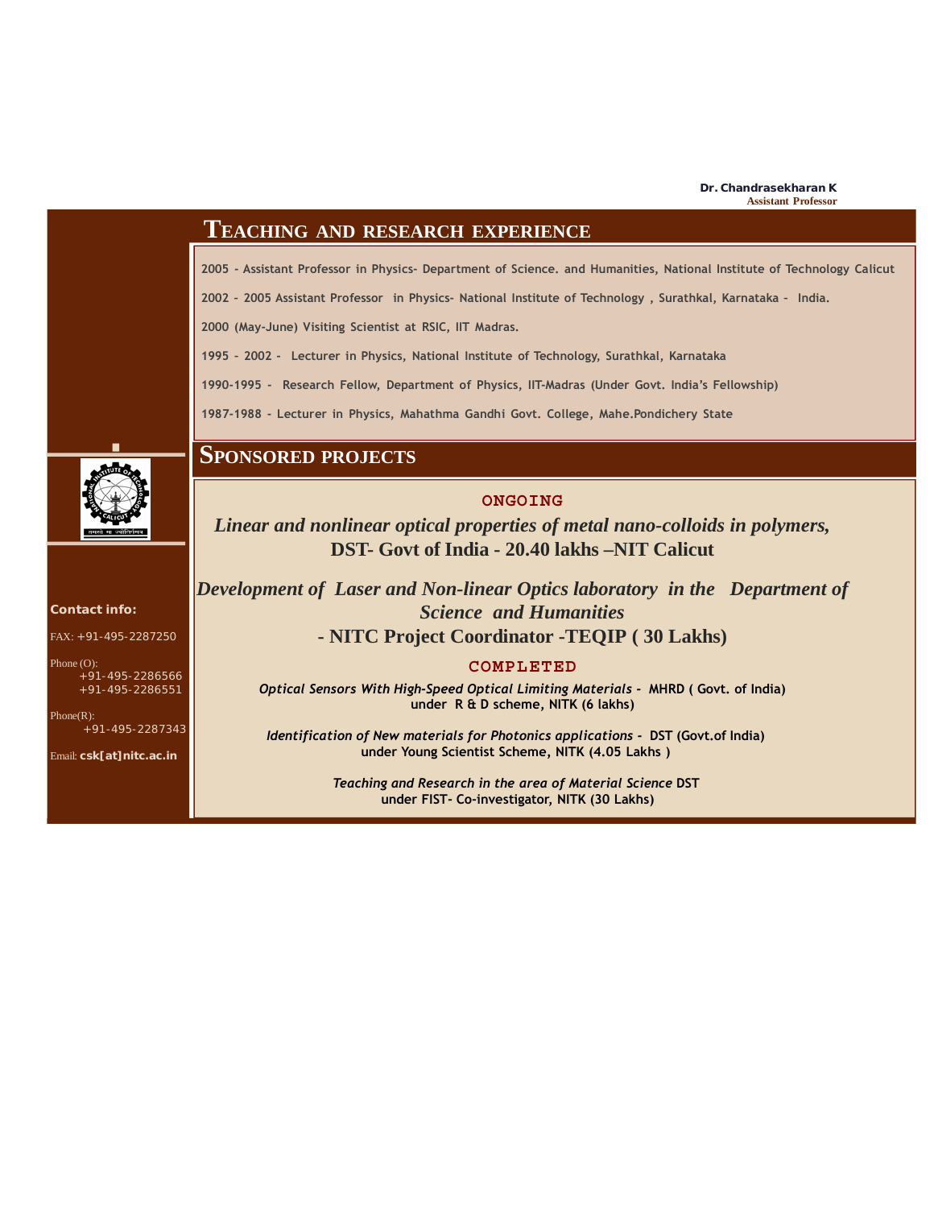**Dr. Chandrasekharan K**
**Assistant Professor**

## TEACHING AND RESEARCH EXPERIENCE

2005 - Assistant Professor in Physics- Department of Science. and Humanities, National Institute of Technology Calicut

2002 - 2005 Assistant Professor in Physics- National Institute of Technology , Surathkal, Karnataka - India.

2000 (May-June) Visiting Scientist at RSIC, IIT Madras.

1995 - 2002 - Lecturer in Physics, National Institute of Technology, Surathkal, Karnataka

1990-1995 - Research Fellow, Department of Physics, IIT-Madras (Under Govt. India's Fellowship)

1987-1988 - Lecturer in Physics, Mahathma Gandhi Govt. College, Mahe.Pondichery State

## SPONSORED PROJECTS

### ONGOING

*Linear and nonlinear optical properties of metal nano-colloids in polymers,*
**DST- Govt of India - 20.40 lakhs –NIT Calicut**

*Development of Laser and Non-linear Optics laboratory in the Department of Science and Humanities*
**- NITC Project Coordinator -TEQIP ( 30 Lakhs)**

### COMPLETED

*Optical Sensors With High-Speed Optical Limiting Materials* - **MHRD ( Govt. of India) under R & D scheme, NITK (6 lakhs)**

*Identification of New materials for Photonics applications* - **DST (Govt.of India) under Young Scientist Scheme, NITK (4.05 Lakhs )**

*Teaching and Research in the area of Material Science* **DST under FIST- Co-investigator, NITK (30 Lakhs)**

**Contact info:**

FAX: +91-495-2287250

Phone (O):
+91-495-2286566
+91-495-2286551

Phone(R):
+91-495-2287343

Email: **csk[at]nitc.ac.in**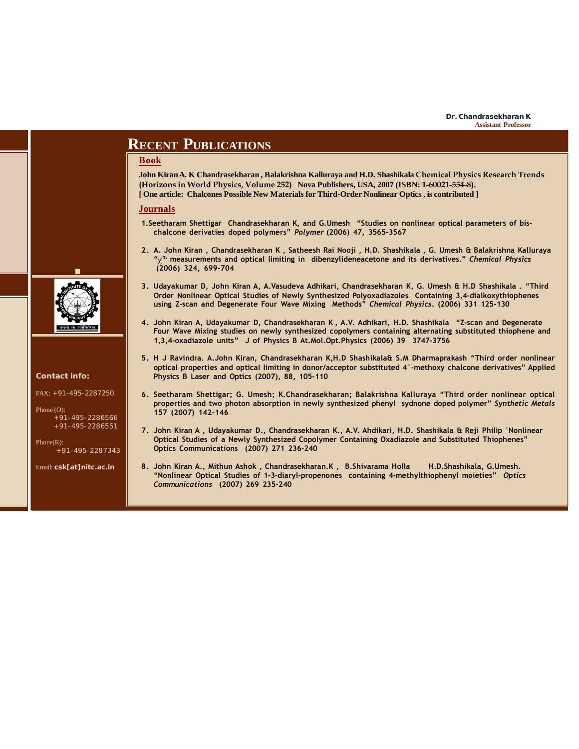**Dr. Chandrasekharan K**
Assistant Professor

# Recent Publications

## Book

**John Kiran A. K Chandrasekharan , Balakrishna Kalluraya and H.D. Shashikala Chemical Physics Research Trends (Horizons in World Physics, Volume 252) Nova Publishers, USA, 2007 (ISBN: 1-60021-554-8).**
**[ One article: Chalcones Possible New Materials for Third-Order Nonlinear Optics , is contributed ]**

## Journals

1. **Seetharam Shettigar Chandrasekharan K, and G.Umesh "Studies on nonlinear optical parameters of bis-chalcone derivaties doped polymers" *Polymer* (2006) 47, 3565-3567**

2. **A. John Kiran , Chandrasekharan K , Satheesh Rai Nooji , H.D. Shashikala , G. Umesh & Balakrishna Kalluraya "$\chi^{(3)}$ measurements and optical limiting in dibenzylideneacetone and its derivatives." *Chemical Physics* (2006) 324, 699-704**

3. **Udayakumar D, John Kiran A, A.Vasudeva Adhikari, Chandrasekharan K, G. Umesh & H.D Shashikala . "Third Order Nonlinear Optical Studies of Newly Synthesized Polyoxadiazoles Containing 3,4-dialkoxythiophenes using Z-scan and Degenerate Four Wave Mixing Methods" *Chemical Physics*. (2006) 331 125-130**

4. **John Kiran A, Udayakumar D, Chandrasekharan K , A.V. Adhikari, H.D. Shashikala "Z-scan and Degenerate Four Wave Mixing studies on newly synthesized copolymers containing alternating substituted thiophene and 1,3,4-oxadiazole units" J of Physics B At.Mol.Opt.Physics (2006) 39 3747-3756**

5. **H J Ravindra. A.John Kiran, Chandrasekharan K,H.D Shashikala& S.M Dharmaprakash "Third order nonlinear optical properties and optical limiting in donor/acceptor substituted 4`-methoxy chalcone derivatives" Applied Physics B Laser and Optics (2007), 88, 105-110**

6. **Seetharam Shettigar; G. Umesh; K.Chandrasekharan; Balakrishna Kalluraya "Third order nonlinear optical properties and two photon absorption in newly synthesized phenyl sydnone doped polymer" *Synthetic Metals* 157 (2007) 142-146**

7. **John Kiran A , Udayakumar D., Chandrasekharan K., A.V. Ahdikari, H.D. Shashikala & Reji Philip "Nonlinear Optical Studies of a Newly Synthesized Copolymer Containing Oxadiazole and Substituted Thiophenes" Optics Communications (2007) 271 236-240**

8. **John Kiran A., Mithun Ashok , Chandrasekharan.K , B.Shivarama Holla H.D.Shashikala, G.Umesh. "Nonlinear Optical Studies of 1-3-diaryl-propenones containing 4-methylthiophenyl moieties" *Optics Communications* (2007) 269 235-240**

**Contact info:**

FAX: +91-495-2287250

Phone (O):
+91-495-2286566
+91-495-2286551

Phone(R):
+91-495-2287343

Email: **csk[at]nitc.ac.in**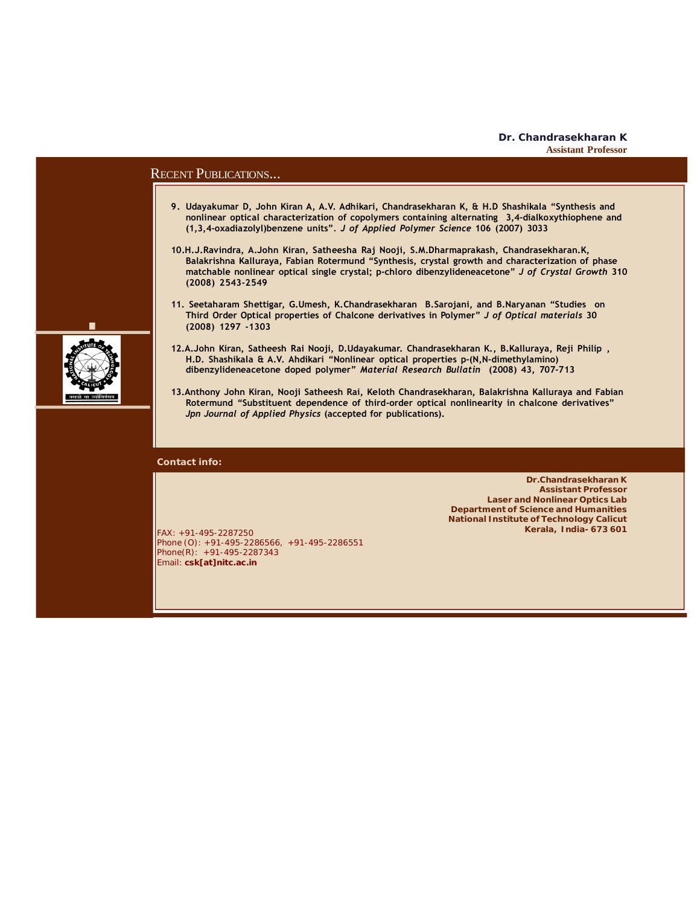**Dr. Chandrasekharan K**
**Assistant Professor**

## Recent Publications...

9. **Udayakumar D, John Kiran A, A.V. Adhikari, Chandrasekharan K, & H.D Shashikala "Synthesis and nonlinear optical characterization of copolymers containing alternating 3,4-dialkoxythiophene and (1,3,4-oxadiazolyl)benzene units".** ***J of Applied Polymer Science*** **106 (2007) 3033**

10. **H.J.Ravindra, A.John Kiran, Satheesha Raj Nooji, S.M.Dharmaprakash, Chandrasekharan.K, Balakrishna Kalluraya, Fabian Rotermund "Synthesis, crystal growth and characterization of phase matchable nonlinear optical single crystal; p-chloro dibenzylideneacetone"** ***J of Crystal Growth*** **310 (2008) 2543-2549**

11. **Seetaharam Shettigar, G.Umesh, K.Chandrasekharan B.Sarojani, and B.Naryanan "Studies on Third Order Optical properties of Chalcone derivatives in Polymer"** ***J of Optical materials*** **30 (2008) 1297 -1303**

12. **A.John Kiran, Satheesh Rai Nooji, D.Udayakumar. Chandrasekharan K., B.Kalluraya, Reji Philip , H.D. Shashikala & A.V. Ahdikari "Nonlinear optical properties p-(N,N-dimethylamino) dibenzylideneacetone doped polymer"** ***Material Research Bullatin*** **(2008) 43, 707-713**

13. **Anthony John Kiran, Nooji Satheesh Rai, Keloth Chandrasekharan, Balakrishna Kalluraya and Fabian Rotermund "Substituent dependence of third-order optical nonlinearity in chalcone derivatives"** ***Jpn Journal of Applied Physics*** **(accepted for publications).**

### Contact info:

**Dr.Chandrasekharan K**
**Assistant Professor**
**Laser and Nonlinear Optics Lab**
**Department of Science and Humanities**
**National Institute of Technology Calicut**
**Kerala, India- 673 601**

FAX: +91-495-2287250
Phone (O): +91-495-2286566, +91-495-2286551
Phone(R): +91-495-2287343
Email: **csk[at]nitc.ac.in**